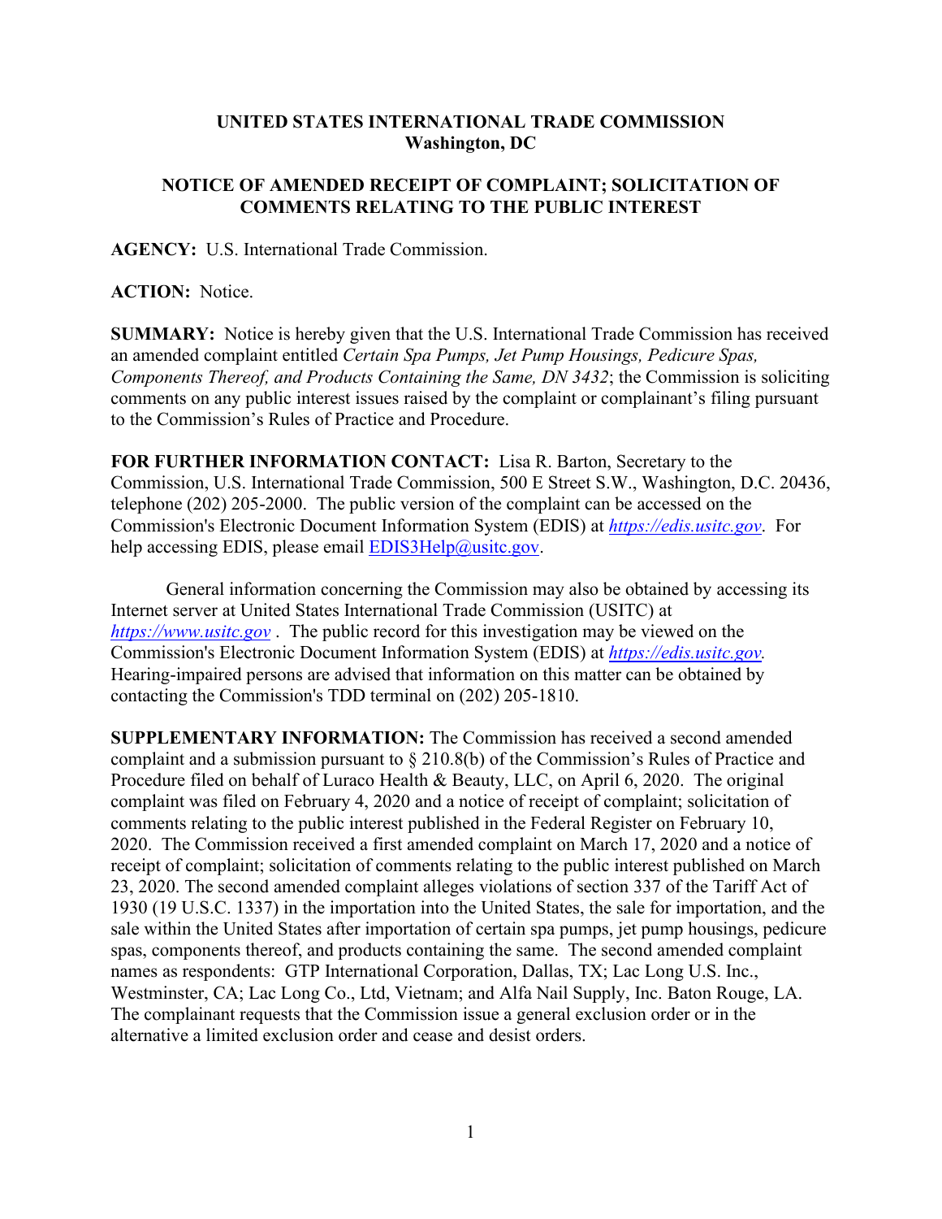**UNITED STATES INTERNATIONAL TRADE COMMISSION**
**Washington, DC**

**NOTICE OF AMENDED RECEIPT OF COMPLAINT; SOLICITATION OF COMMENTS RELATING TO THE PUBLIC INTEREST**

**AGENCY:** U.S. International Trade Commission.

**ACTION:** Notice.

**SUMMARY:** Notice is hereby given that the U.S. International Trade Commission has received an amended complaint entitled *Certain Spa Pumps, Jet Pump Housings, Pedicure Spas, Components Thereof, and Products Containing the Same, DN 3432*; the Commission is soliciting comments on any public interest issues raised by the complaint or complainant's filing pursuant to the Commission's Rules of Practice and Procedure.

**FOR FURTHER INFORMATION CONTACT:** Lisa R. Barton, Secretary to the Commission, U.S. International Trade Commission, 500 E Street S.W., Washington, D.C. 20436, telephone (202) 205-2000. The public version of the complaint can be accessed on the Commission's Electronic Document Information System (EDIS) at *https://edis.usitc.gov*. For help accessing EDIS, please email EDIS3Help@usitc.gov.

General information concerning the Commission may also be obtained by accessing its Internet server at United States International Trade Commission (USITC) at *https://www.usitc.gov* . The public record for this investigation may be viewed on the Commission's Electronic Document Information System (EDIS) at *https://edis.usitc.gov.* Hearing-impaired persons are advised that information on this matter can be obtained by contacting the Commission's TDD terminal on (202) 205-1810.

**SUPPLEMENTARY INFORMATION:** The Commission has received a second amended complaint and a submission pursuant to § 210.8(b) of the Commission's Rules of Practice and Procedure filed on behalf of Luraco Health & Beauty, LLC, on April 6, 2020. The original complaint was filed on February 4, 2020 and a notice of receipt of complaint; solicitation of comments relating to the public interest published in the Federal Register on February 10, 2020. The Commission received a first amended complaint on March 17, 2020 and a notice of receipt of complaint; solicitation of comments relating to the public interest published on March 23, 2020. The second amended complaint alleges violations of section 337 of the Tariff Act of 1930 (19 U.S.C. 1337) in the importation into the United States, the sale for importation, and the sale within the United States after importation of certain spa pumps, jet pump housings, pedicure spas, components thereof, and products containing the same. The second amended complaint names as respondents: GTP International Corporation, Dallas, TX; Lac Long U.S. Inc., Westminster, CA; Lac Long Co., Ltd, Vietnam; and Alfa Nail Supply, Inc. Baton Rouge, LA. The complainant requests that the Commission issue a general exclusion order or in the alternative a limited exclusion order and cease and desist orders.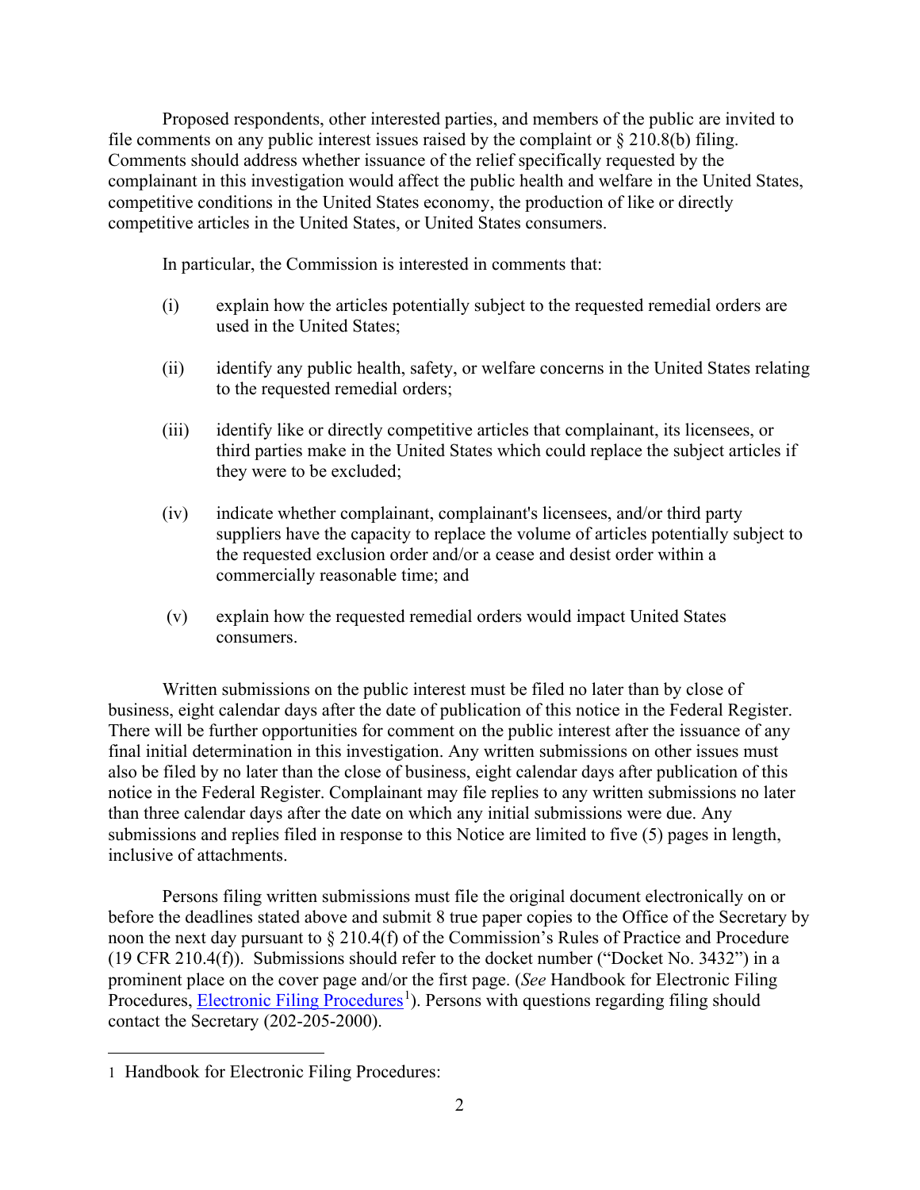Proposed respondents, other interested parties, and members of the public are invited to file comments on any public interest issues raised by the complaint or § 210.8(b) filing. Comments should address whether issuance of the relief specifically requested by the complainant in this investigation would affect the public health and welfare in the United States, competitive conditions in the United States economy, the production of like or directly competitive articles in the United States, or United States consumers.

In particular, the Commission is interested in comments that:

(i) explain how the articles potentially subject to the requested remedial orders are used in the United States;

(ii) identify any public health, safety, or welfare concerns in the United States relating to the requested remedial orders;

(iii) identify like or directly competitive articles that complainant, its licensees, or third parties make in the United States which could replace the subject articles if they were to be excluded;

(iv) indicate whether complainant, complainant's licensees, and/or third party suppliers have the capacity to replace the volume of articles potentially subject to the requested exclusion order and/or a cease and desist order within a commercially reasonable time; and

(v) explain how the requested remedial orders would impact United States consumers.

Written submissions on the public interest must be filed no later than by close of business, eight calendar days after the date of publication of this notice in the Federal Register. There will be further opportunities for comment on the public interest after the issuance of any final initial determination in this investigation. Any written submissions on other issues must also be filed by no later than the close of business, eight calendar days after publication of this notice in the Federal Register. Complainant may file replies to any written submissions no later than three calendar days after the date on which any initial submissions were due. Any submissions and replies filed in response to this Notice are limited to five (5) pages in length, inclusive of attachments.

Persons filing written submissions must file the original document electronically on or before the deadlines stated above and submit 8 true paper copies to the Office of the Secretary by noon the next day pursuant to § 210.4(f) of the Commission's Rules of Practice and Procedure (19 CFR 210.4(f)). Submissions should refer to the docket number ("Docket No. 3432") in a prominent place on the cover page and/or the first page. (*See* Handbook for Electronic Filing Procedures, Electronic Filing Procedures[1]). Persons with questions regarding filing should contact the Secretary (202-205-2000).

---

1 Handbook for Electronic Filing Procedures: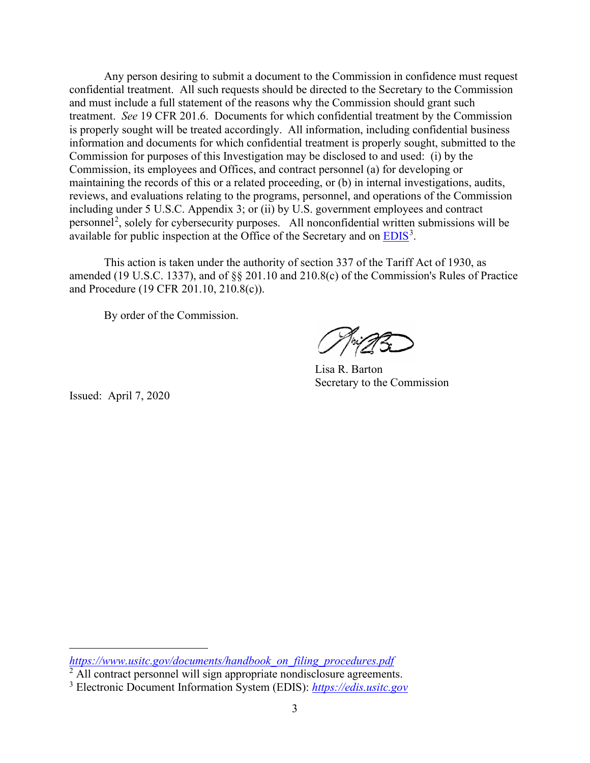Any person desiring to submit a document to the Commission in confidence must request confidential treatment. All such requests should be directed to the Secretary to the Commission and must include a full statement of the reasons why the Commission should grant such treatment. *See* 19 CFR 201.6. Documents for which confidential treatment by the Commission is properly sought will be treated accordingly. All information, including confidential business information and documents for which confidential treatment is properly sought, submitted to the Commission for purposes of this Investigation may be disclosed to and used: (i) by the Commission, its employees and Offices, and contract personnel (a) for developing or maintaining the records of this or a related proceeding, or (b) in internal investigations, audits, reviews, and evaluations relating to the programs, personnel, and operations of the Commission including under 5 U.S.C. Appendix 3; or (ii) by U.S. government employees and contract personnel[2], solely for cybersecurity purposes. All nonconfidential written submissions will be available for public inspection at the Office of the Secretary and on EDIS[3].

This action is taken under the authority of section 337 of the Tariff Act of 1930, as amended (19 U.S.C. 1337), and of §§ 201.10 and 210.8(c) of the Commission's Rules of Practice and Procedure (19 CFR 201.10, 210.8(c)).

By order of the Commission.

Lisa R. Barton
Secretary to the Commission

Issued: April 7, 2020

*https://www.usitc.gov/documents/handbook_on_filing_procedures.pdf*

[2] All contract personnel will sign appropriate nondisclosure agreements.

[3] Electronic Document Information System (EDIS): *https://edis.usitc.gov*